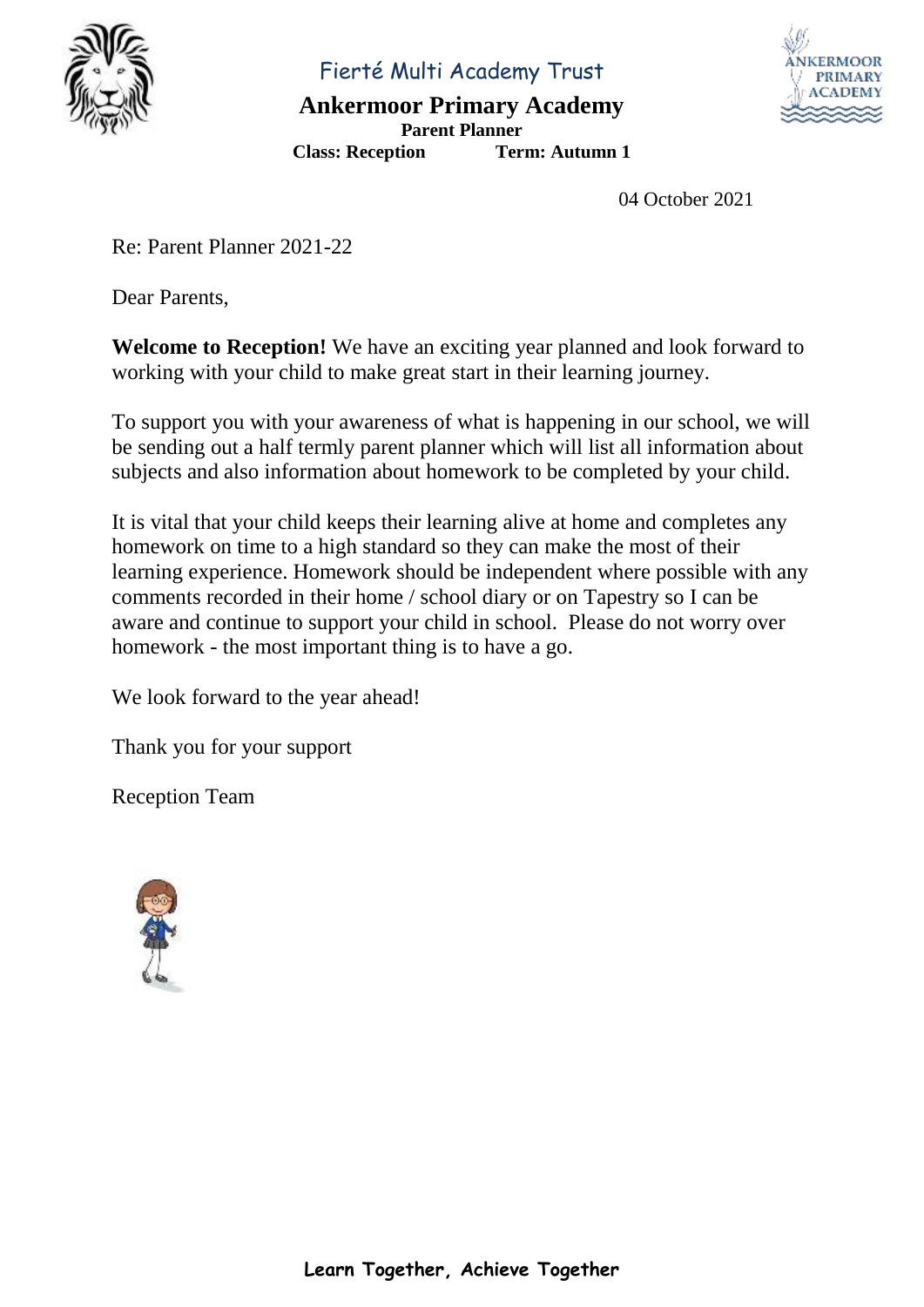Fierté Multi Academy Trust

# Ankermoor Primary Academy

**Parent Planner**

**Class: Reception** **Term: Autumn 1**

04 October 2021

Re: Parent Planner 2021-22

Dear Parents,

**Welcome to Reception!** We have an exciting year planned and look forward to working with your child to make great start in their learning journey.

To support you with your awareness of what is happening in our school, we will be sending out a half termly parent planner which will list all information about subjects and also information about homework to be completed by your child.

It is vital that your child keeps their learning alive at home and completes any homework on time to a high standard so they can make the most of their learning experience. Homework should be independent where possible with any comments recorded in their home / school diary or on Tapestry so I can be aware and continue to support your child in school. Please do not worry over homework - the most important thing is to have a go.

We look forward to the year ahead!

Thank you for your support

Reception Team

**Learn Together, Achieve Together**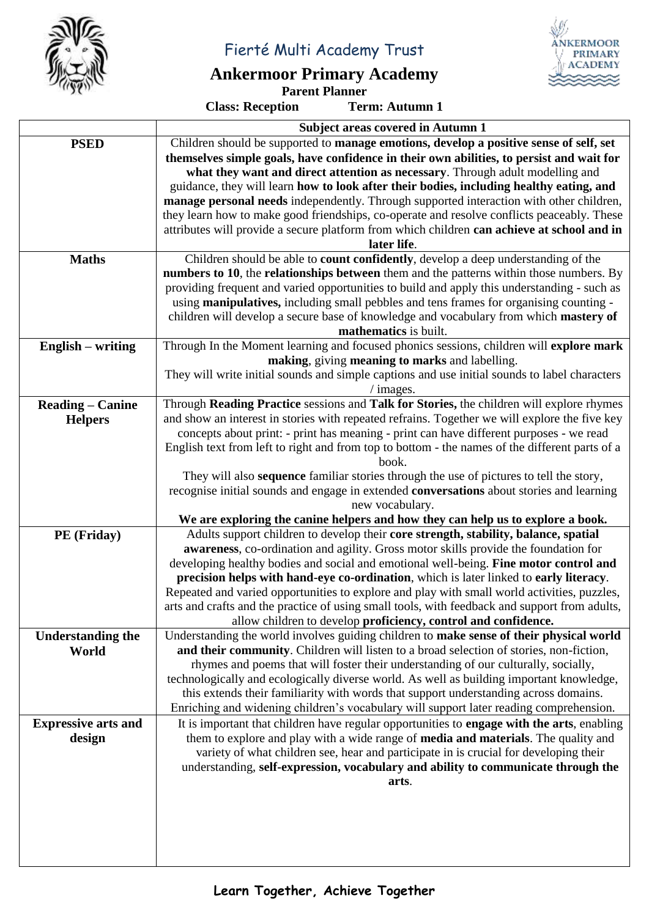Fierté Multi Academy Trust

# Ankermoor Primary Academy

**Parent Planner**

**Class: Reception** **Term: Autumn 1**

| | **Subject areas covered in Autumn 1** |
|---|---|
| **PSED** | Children should be supported to **manage emotions, develop a positive sense of self, set themselves simple goals, have confidence in their own abilities, to persist and wait for what they want and direct attention as necessary**. Through adult modelling and guidance, they will learn **how to look after their bodies, including healthy eating, and manage personal needs** independently. Through supported interaction with other children, they learn how to make good friendships, co-operate and resolve conflicts peaceably. These attributes will provide a secure platform from which children **can achieve at school and in later life**. |
| **Maths** | Children should be able to **count confidently**, develop a deep understanding of the **numbers to 10**, the **relationships between** them and the patterns within those numbers. By providing frequent and varied opportunities to build and apply this understanding - such as using **manipulatives,** including small pebbles and tens frames for organising counting - children will develop a secure base of knowledge and vocabulary from which **mastery of mathematics** is built. |
| **English – writing** | Through In the Moment learning and focused phonics sessions, children will **explore mark making**, giving **meaning to marks** and labelling. They will write initial sounds and simple captions and use initial sounds to label characters / images. |
| **Reading – Canine Helpers** | Through **Reading Practice** sessions and **Talk for Stories,** the children will explore rhymes and show an interest in stories with repeated refrains. Together we will explore the five key concepts about print: - print has meaning - print can have different purposes - we read English text from left to right and from top to bottom - the names of the different parts of a book. They will also **sequence** familiar stories through the use of pictures to tell the story, recognise initial sounds and engage in extended **conversations** about stories and learning new vocabulary. **We are exploring the canine helpers and how they can help us to explore a book.** |
| **PE (Friday)** | Adults support children to develop their **core strength, stability, balance, spatial awareness**, co-ordination and agility. Gross motor skills provide the foundation for developing healthy bodies and social and emotional well-being. **Fine motor control and precision helps with hand-eye co-ordination**, which is later linked to **early literacy**. Repeated and varied opportunities to explore and play with small world activities, puzzles, arts and crafts and the practice of using small tools, with feedback and support from adults, allow children to develop **proficiency, control and confidence.** |
| **Understanding the World** | Understanding the world involves guiding children to **make sense of their physical world and their community**. Children will listen to a broad selection of stories, non-fiction, rhymes and poems that will foster their understanding of our culturally, socially, technologically and ecologically diverse world. As well as building important knowledge, this extends their familiarity with words that support understanding across domains. Enriching and widening children's vocabulary will support later reading comprehension. |
| **Expressive arts and design** | It is important that children have regular opportunities to **engage with the arts**, enabling them to explore and play with a wide range of **media and materials**. The quality and variety of what children see, hear and participate in is crucial for developing their understanding, **self-expression, vocabulary and ability to communicate through the arts**. |

**Learn Together, Achieve Together**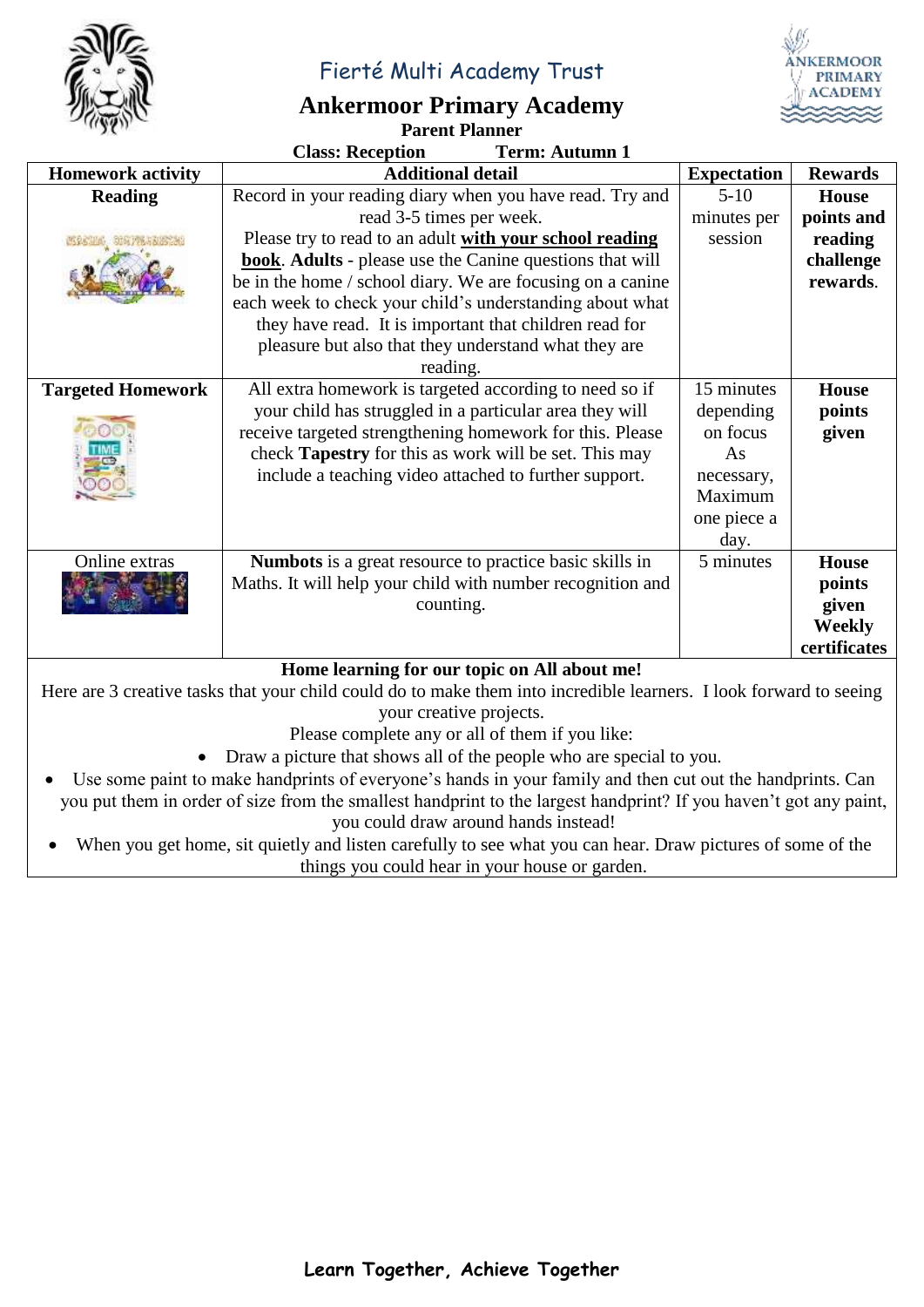Fierté Multi Academy Trust

# Ankermoor Primary Academy

**Parent Planner**

**Class: Reception Term: Autumn 1**

| Homework activity | Additional detail | Expectation | Rewards |
|---|---|---|---|
| **Reading** | Record in your reading diary when you have read. Try and read 3-5 times per week. Please try to read to an adult **with your school reading book**. **Adults** - please use the Canine questions that will be in the home / school diary. We are focusing on a canine each week to check your child's understanding about what they have read. It is important that children read for pleasure but also that they understand what they are reading. | 5-10 minutes per session | **House points and reading challenge rewards**. |
| **Targeted Homework** | All extra homework is targeted according to need so if your child has struggled in a particular area they will receive targeted strengthening homework for this. Please check **Tapestry** for this as work will be set. This may include a teaching video attached to further support. | 15 minutes depending on focus As necessary, Maximum one piece a day. | **House points given** |
| Online extras | **Numbots** is a great resource to practice basic skills in Maths. It will help your child with number recognition and counting. | 5 minutes | **House points given Weekly certificates** |

**Home learning for our topic on All about me!**

Here are 3 creative tasks that your child could do to make them into incredible learners. I look forward to seeing your creative projects.

Please complete any or all of them if you like:

- Draw a picture that shows all of the people who are special to you.
- Use some paint to make handprints of everyone's hands in your family and then cut out the handprints. Can you put them in order of size from the smallest handprint to the largest handprint? If you haven't got any paint, you could draw around hands instead!
- When you get home, sit quietly and listen carefully to see what you can hear. Draw pictures of some of the things you could hear in your house or garden.

**Learn Together, Achieve Together**